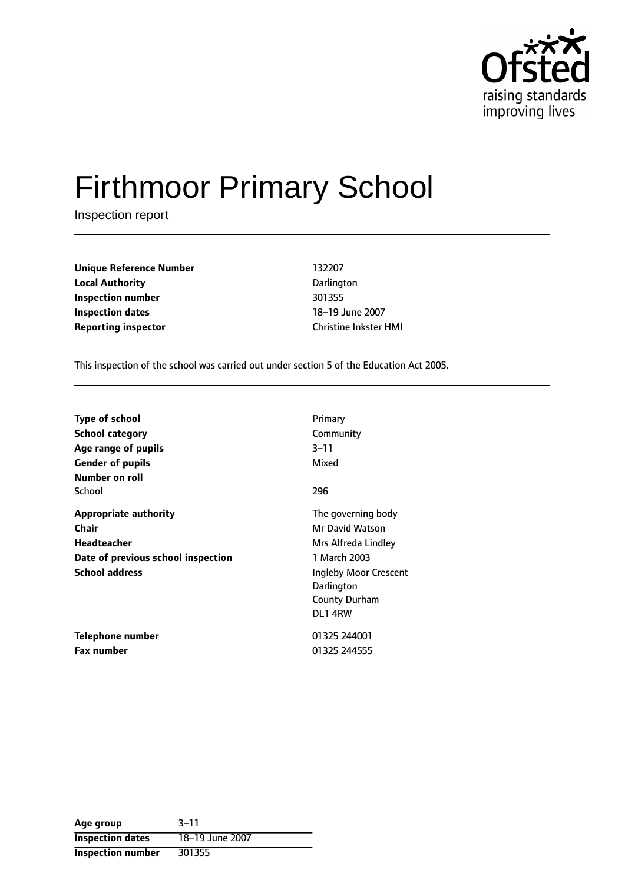Ofsted raising standards improving lives

# Firthmoor Primary School

Inspection report

| | |
|---|---|
| **Unique Reference Number** | 132207 |
| **Local Authority** | Darlington |
| **Inspection number** | 301355 |
| **Inspection dates** | 18–19 June 2007 |
| **Reporting inspector** | Christine Inkster HMI |

This inspection of the school was carried out under section 5 of the Education Act 2005.

| | |
|---|---|
| **Type of school** | Primary |
| **School category** | Community |
| **Age range of pupils** | 3–11 |
| **Gender of pupils** | Mixed |
| **Number on roll** | |
| School | 296 |
| **Appropriate authority** | The governing body |
| **Chair** | Mr David Watson |
| **Headteacher** | Mrs Alfreda Lindley |
| **Date of previous school inspection** | 1 March 2003 |
| **School address** | Ingleby Moor Crescent<br>Darlington<br>County Durham<br>DL1 4RW |
| **Telephone number** | 01325 244001 |
| **Fax number** | 01325 244555 |

| | |
|---|---|
| **Age group** | 3–11 |
| **Inspection dates** | 18–19 June 2007 |
| **Inspection number** | 301355 |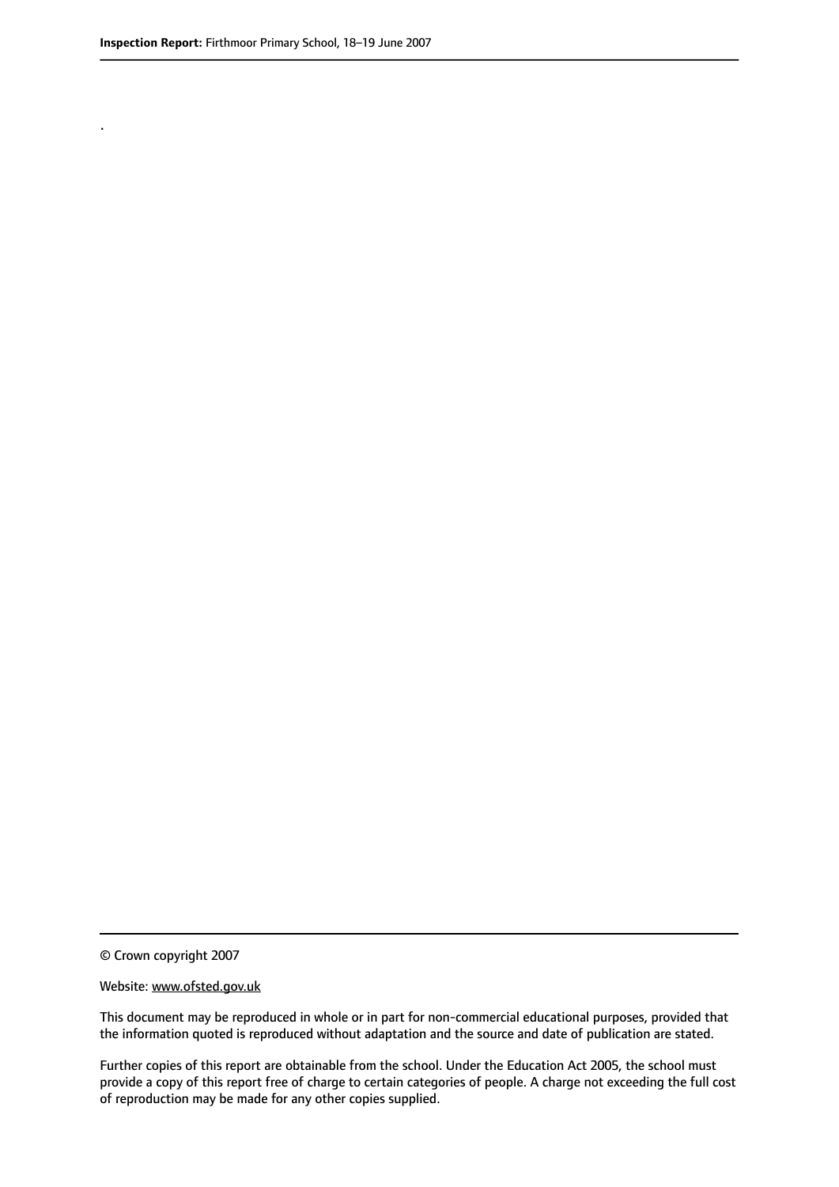.

© Crown copyright 2007

Website: www.ofsted.gov.uk

This document may be reproduced in whole or in part for non-commercial educational purposes, provided that the information quoted is reproduced without adaptation and the source and date of publication are stated.

Further copies of this report are obtainable from the school. Under the Education Act 2005, the school must provide a copy of this report free of charge to certain categories of people. A charge not exceeding the full cost of reproduction may be made for any other copies supplied.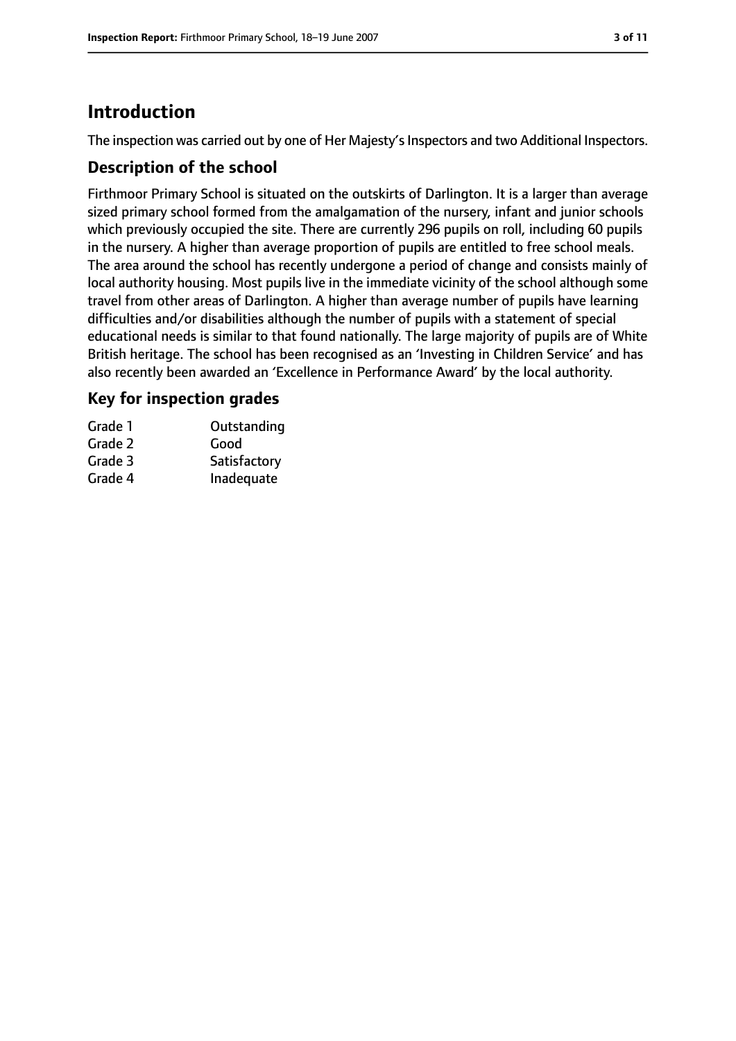# Introduction

The inspection was carried out by one of Her Majesty's Inspectors and two Additional Inspectors.

## Description of the school

Firthmoor Primary School is situated on the outskirts of Darlington. It is a larger than average sized primary school formed from the amalgamation of the nursery, infant and junior schools which previously occupied the site. There are currently 296 pupils on roll, including 60 pupils in the nursery. A higher than average proportion of pupils are entitled to free school meals. The area around the school has recently undergone a period of change and consists mainly of local authority housing. Most pupils live in the immediate vicinity of the school although some travel from other areas of Darlington. A higher than average number of pupils have learning difficulties and/or disabilities although the number of pupils with a statement of special educational needs is similar to that found nationally. The large majority of pupils are of White British heritage. The school has been recognised as an 'Investing in Children Service' and has also recently been awarded an 'Excellence in Performance Award' by the local authority.

## Key for inspection grades

| | |
|---|---|
| Grade 1 | Outstanding |
| Grade 2 | Good |
| Grade 3 | Satisfactory |
| Grade 4 | Inadequate |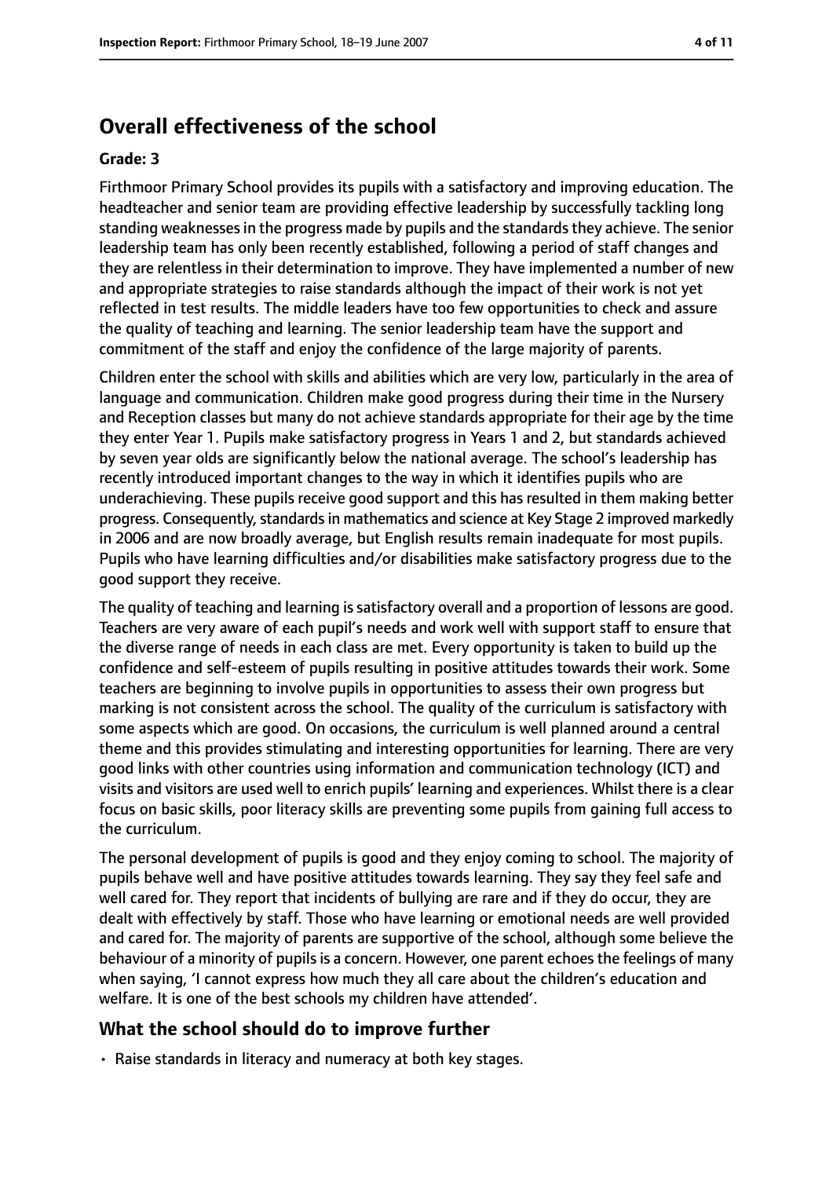## Overall effectiveness of the school

**Grade: 3**

Firthmoor Primary School provides its pupils with a satisfactory and improving education. The headteacher and senior team are providing effective leadership by successfully tackling long standing weaknesses in the progress made by pupils and the standards they achieve. The senior leadership team has only been recently established, following a period of staff changes and they are relentless in their determination to improve. They have implemented a number of new and appropriate strategies to raise standards although the impact of their work is not yet reflected in test results. The middle leaders have too few opportunities to check and assure the quality of teaching and learning. The senior leadership team have the support and commitment of the staff and enjoy the confidence of the large majority of parents.

Children enter the school with skills and abilities which are very low, particularly in the area of language and communication. Children make good progress during their time in the Nursery and Reception classes but many do not achieve standards appropriate for their age by the time they enter Year 1. Pupils make satisfactory progress in Years 1 and 2, but standards achieved by seven year olds are significantly below the national average. The school's leadership has recently introduced important changes to the way in which it identifies pupils who are underachieving. These pupils receive good support and this has resulted in them making better progress. Consequently, standards in mathematics and science at Key Stage 2 improved markedly in 2006 and are now broadly average, but English results remain inadequate for most pupils. Pupils who have learning difficulties and/or disabilities make satisfactory progress due to the good support they receive.

The quality of teaching and learning is satisfactory overall and a proportion of lessons are good. Teachers are very aware of each pupil's needs and work well with support staff to ensure that the diverse range of needs in each class are met. Every opportunity is taken to build up the confidence and self-esteem of pupils resulting in positive attitudes towards their work. Some teachers are beginning to involve pupils in opportunities to assess their own progress but marking is not consistent across the school. The quality of the curriculum is satisfactory with some aspects which are good. On occasions, the curriculum is well planned around a central theme and this provides stimulating and interesting opportunities for learning. There are very good links with other countries using information and communication technology (ICT) and visits and visitors are used well to enrich pupils' learning and experiences. Whilst there is a clear focus on basic skills, poor literacy skills are preventing some pupils from gaining full access to the curriculum.

The personal development of pupils is good and they enjoy coming to school. The majority of pupils behave well and have positive attitudes towards learning. They say they feel safe and well cared for. They report that incidents of bullying are rare and if they do occur, they are dealt with effectively by staff. Those who have learning or emotional needs are well provided and cared for. The majority of parents are supportive of the school, although some believe the behaviour of a minority of pupils is a concern. However, one parent echoes the feelings of many when saying, 'I cannot express how much they all care about the children's education and welfare. It is one of the best schools my children have attended'.

### What the school should do to improve further

- Raise standards in literacy and numeracy at both key stages.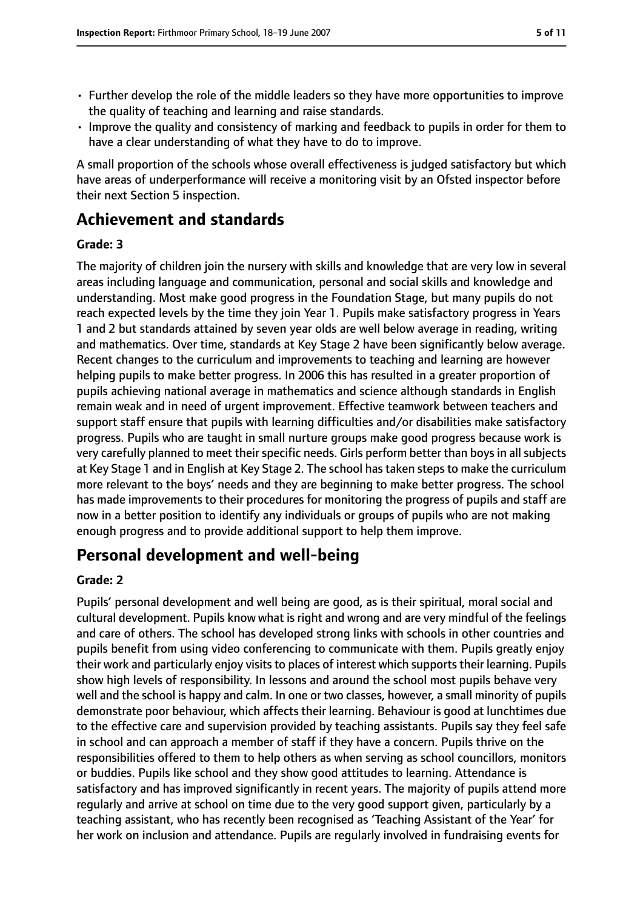- Further develop the role of the middle leaders so they have more opportunities to improve the quality of teaching and learning and raise standards.
- Improve the quality and consistency of marking and feedback to pupils in order for them to have a clear understanding of what they have to do to improve.

A small proportion of the schools whose overall effectiveness is judged satisfactory but which have areas of underperformance will receive a monitoring visit by an Ofsted inspector before their next Section 5 inspection.

# Achievement and standards

#### Grade: 3

The majority of children join the nursery with skills and knowledge that are very low in several areas including language and communication, personal and social skills and knowledge and understanding. Most make good progress in the Foundation Stage, but many pupils do not reach expected levels by the time they join Year 1. Pupils make satisfactory progress in Years 1 and 2 but standards attained by seven year olds are well below average in reading, writing and mathematics. Over time, standards at Key Stage 2 have been significantly below average. Recent changes to the curriculum and improvements to teaching and learning are however helping pupils to make better progress. In 2006 this has resulted in a greater proportion of pupils achieving national average in mathematics and science although standards in English remain weak and in need of urgent improvement. Effective teamwork between teachers and support staff ensure that pupils with learning difficulties and/or disabilities make satisfactory progress. Pupils who are taught in small nurture groups make good progress because work is very carefully planned to meet their specific needs. Girls perform better than boys in all subjects at Key Stage 1 and in English at Key Stage 2. The school has taken steps to make the curriculum more relevant to the boys' needs and they are beginning to make better progress. The school has made improvements to their procedures for monitoring the progress of pupils and staff are now in a better position to identify any individuals or groups of pupils who are not making enough progress and to provide additional support to help them improve.

# Personal development and well-being

#### Grade: 2

Pupils' personal development and well being are good, as is their spiritual, moral social and cultural development. Pupils know what is right and wrong and are very mindful of the feelings and care of others. The school has developed strong links with schools in other countries and pupils benefit from using video conferencing to communicate with them. Pupils greatly enjoy their work and particularly enjoy visits to places of interest which supports their learning. Pupils show high levels of responsibility. In lessons and around the school most pupils behave very well and the school is happy and calm. In one or two classes, however, a small minority of pupils demonstrate poor behaviour, which affects their learning. Behaviour is good at lunchtimes due to the effective care and supervision provided by teaching assistants. Pupils say they feel safe in school and can approach a member of staff if they have a concern. Pupils thrive on the responsibilities offered to them to help others as when serving as school councillors, monitors or buddies. Pupils like school and they show good attitudes to learning. Attendance is satisfactory and has improved significantly in recent years. The majority of pupils attend more regularly and arrive at school on time due to the very good support given, particularly by a teaching assistant, who has recently been recognised as 'Teaching Assistant of the Year' for her work on inclusion and attendance. Pupils are regularly involved in fundraising events for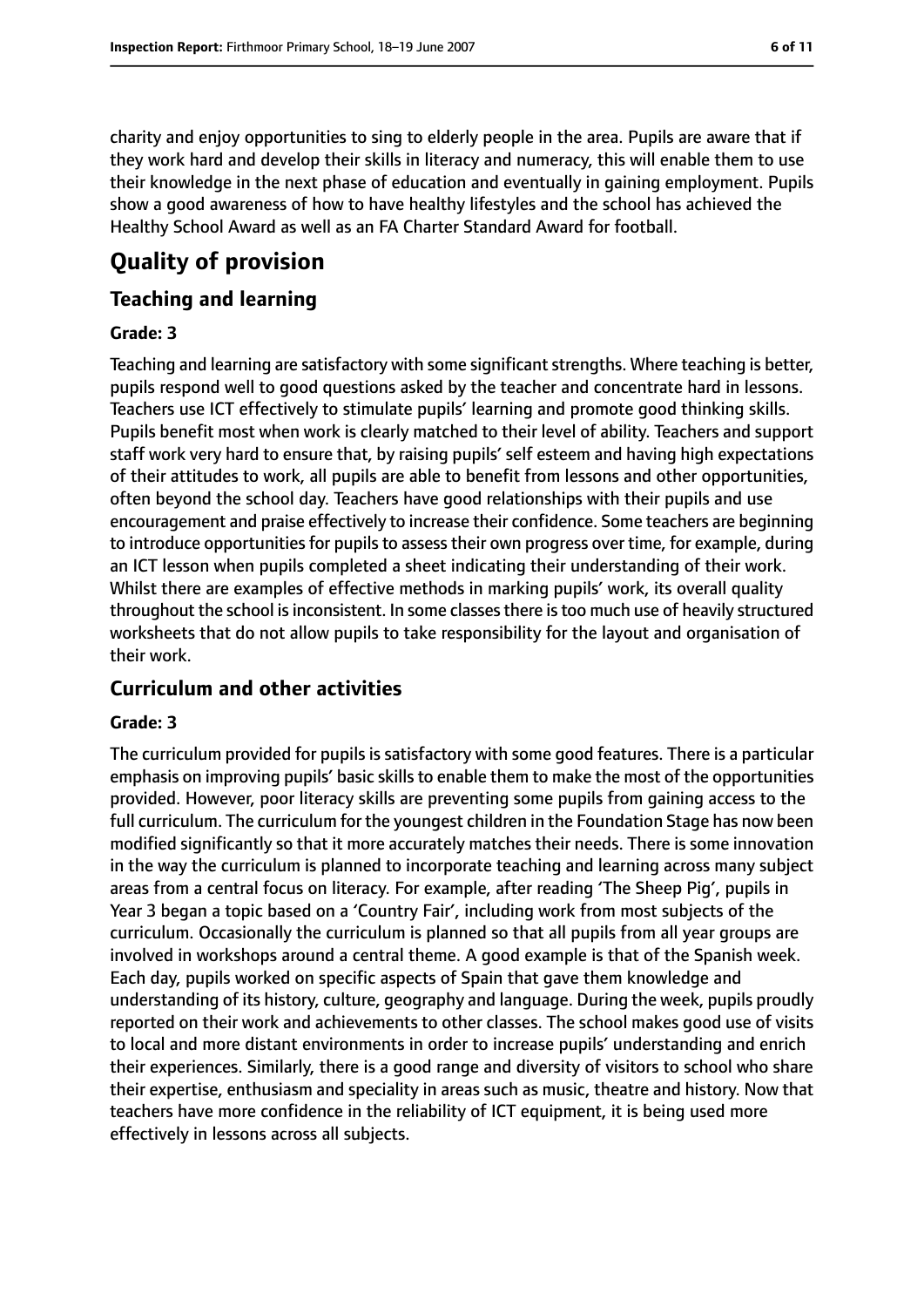charity and enjoy opportunities to sing to elderly people in the area. Pupils are aware that if they work hard and develop their skills in literacy and numeracy, this will enable them to use their knowledge in the next phase of education and eventually in gaining employment. Pupils show a good awareness of how to have healthy lifestyles and the school has achieved the Healthy School Award as well as an FA Charter Standard Award for football.

# Quality of provision

## Teaching and learning

**Grade: 3**

Teaching and learning are satisfactory with some significant strengths. Where teaching is better, pupils respond well to good questions asked by the teacher and concentrate hard in lessons. Teachers use ICT effectively to stimulate pupils' learning and promote good thinking skills. Pupils benefit most when work is clearly matched to their level of ability. Teachers and support staff work very hard to ensure that, by raising pupils' self esteem and having high expectations of their attitudes to work, all pupils are able to benefit from lessons and other opportunities, often beyond the school day. Teachers have good relationships with their pupils and use encouragement and praise effectively to increase their confidence. Some teachers are beginning to introduce opportunities for pupils to assess their own progress over time, for example, during an ICT lesson when pupils completed a sheet indicating their understanding of their work. Whilst there are examples of effective methods in marking pupils' work, its overall quality throughout the school is inconsistent. In some classes there is too much use of heavily structured worksheets that do not allow pupils to take responsibility for the layout and organisation of their work.

## Curriculum and other activities

**Grade: 3**

The curriculum provided for pupils is satisfactory with some good features. There is a particular emphasis on improving pupils' basic skills to enable them to make the most of the opportunities provided. However, poor literacy skills are preventing some pupils from gaining access to the full curriculum. The curriculum for the youngest children in the Foundation Stage has now been modified significantly so that it more accurately matches their needs. There is some innovation in the way the curriculum is planned to incorporate teaching and learning across many subject areas from a central focus on literacy. For example, after reading 'The Sheep Pig', pupils in Year 3 began a topic based on a 'Country Fair', including work from most subjects of the curriculum. Occasionally the curriculum is planned so that all pupils from all year groups are involved in workshops around a central theme. A good example is that of the Spanish week. Each day, pupils worked on specific aspects of Spain that gave them knowledge and understanding of its history, culture, geography and language. During the week, pupils proudly reported on their work and achievements to other classes. The school makes good use of visits to local and more distant environments in order to increase pupils' understanding and enrich their experiences. Similarly, there is a good range and diversity of visitors to school who share their expertise, enthusiasm and speciality in areas such as music, theatre and history. Now that teachers have more confidence in the reliability of ICT equipment, it is being used more effectively in lessons across all subjects.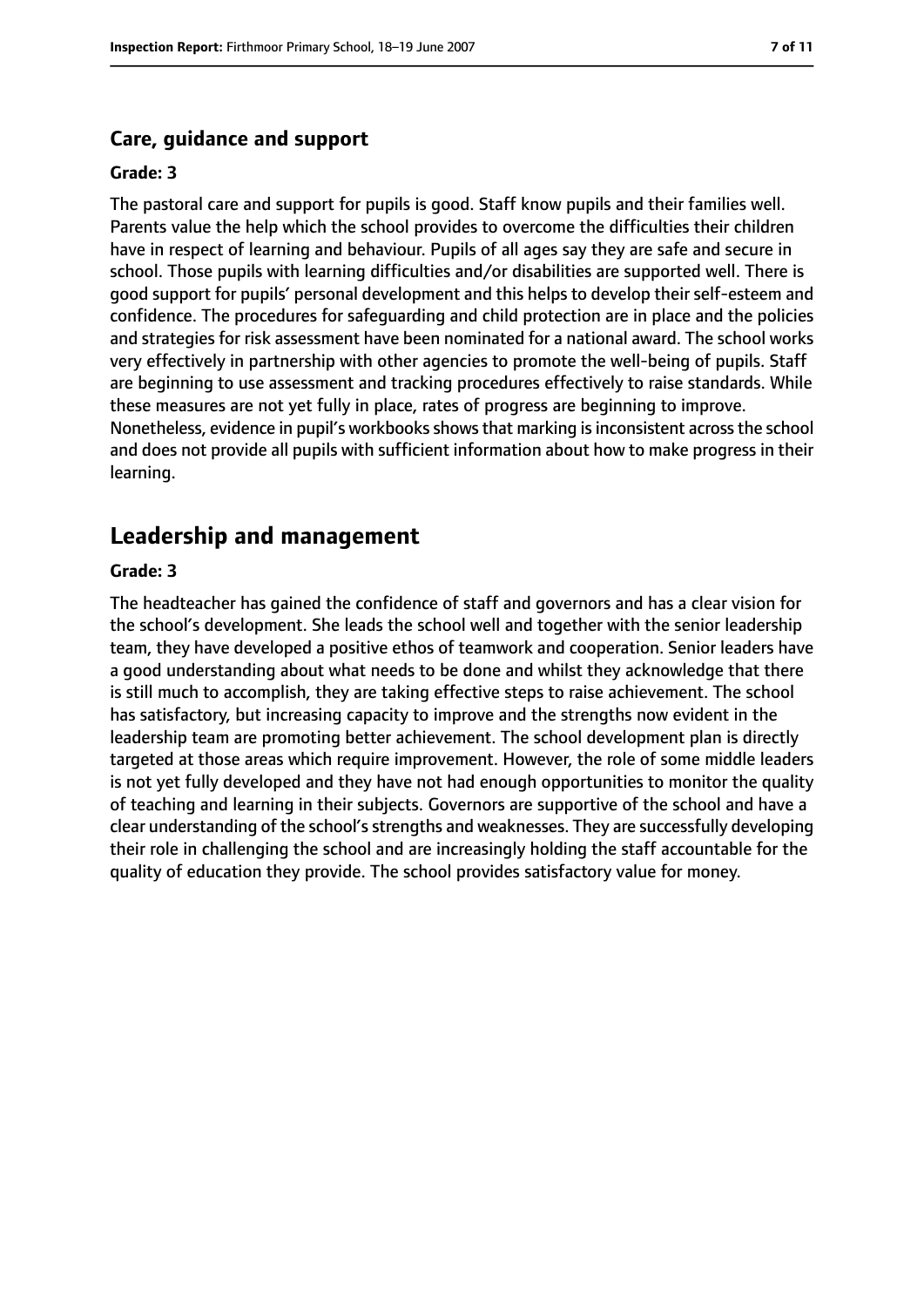### Care, guidance and support

**Grade: 3**

The pastoral care and support for pupils is good. Staff know pupils and their families well. Parents value the help which the school provides to overcome the difficulties their children have in respect of learning and behaviour. Pupils of all ages say they are safe and secure in school. Those pupils with learning difficulties and/or disabilities are supported well. There is good support for pupils' personal development and this helps to develop their self-esteem and confidence. The procedures for safeguarding and child protection are in place and the policies and strategies for risk assessment have been nominated for a national award. The school works very effectively in partnership with other agencies to promote the well-being of pupils. Staff are beginning to use assessment and tracking procedures effectively to raise standards. While these measures are not yet fully in place, rates of progress are beginning to improve. Nonetheless, evidence in pupil's workbooks shows that marking is inconsistent across the school and does not provide all pupils with sufficient information about how to make progress in their learning.

## Leadership and management

**Grade: 3**

The headteacher has gained the confidence of staff and governors and has a clear vision for the school's development. She leads the school well and together with the senior leadership team, they have developed a positive ethos of teamwork and cooperation. Senior leaders have a good understanding about what needs to be done and whilst they acknowledge that there is still much to accomplish, they are taking effective steps to raise achievement. The school has satisfactory, but increasing capacity to improve and the strengths now evident in the leadership team are promoting better achievement. The school development plan is directly targeted at those areas which require improvement. However, the role of some middle leaders is not yet fully developed and they have not had enough opportunities to monitor the quality of teaching and learning in their subjects. Governors are supportive of the school and have a clear understanding of the school's strengths and weaknesses. They are successfully developing their role in challenging the school and are increasingly holding the staff accountable for the quality of education they provide. The school provides satisfactory value for money.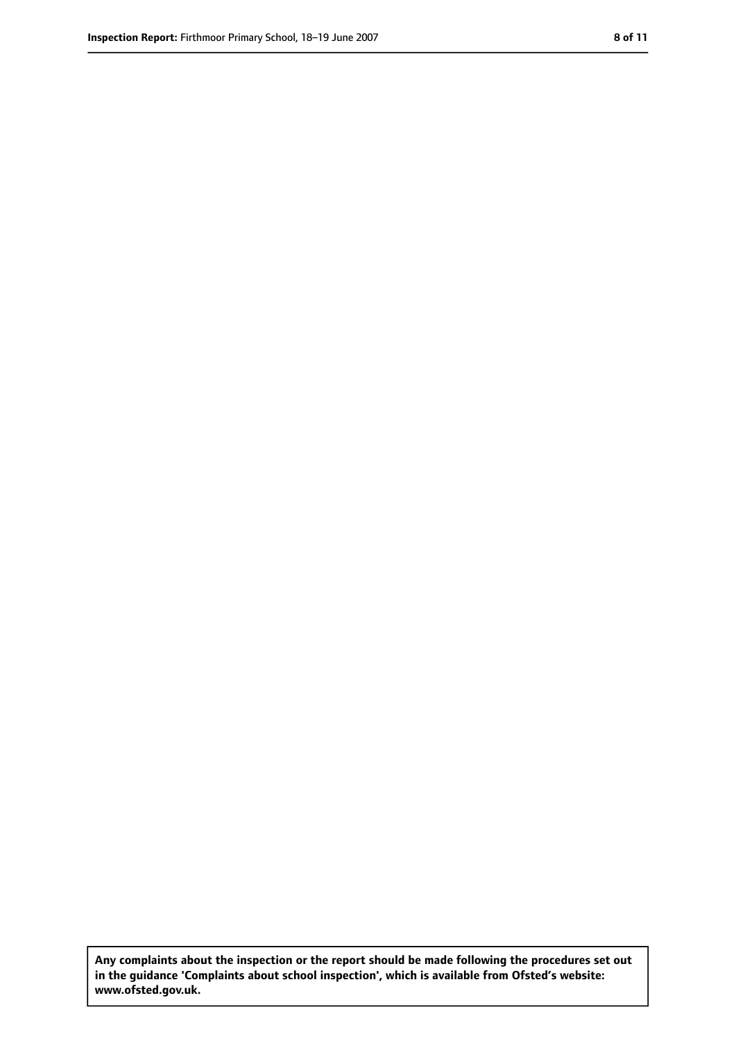Any complaints about the inspection or the report should be made following the procedures set out in the guidance 'Complaints about school inspection', which is available from Ofsted's website: www.ofsted.gov.uk.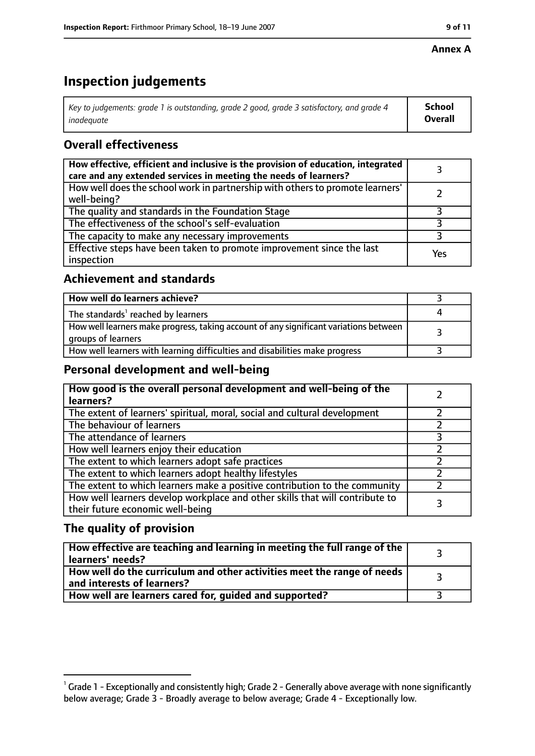Annex A

# Inspection judgements

| *Key to judgements: grade 1 is outstanding, grade 2 good, grade 3 satisfactory, and grade 4 inadequate* | **School Overall** |
|---|---|

## Overall effectiveness

| | |
|---|---|
| **How effective, efficient and inclusive is the provision of education, integrated care and any extended services in meeting the needs of learners?** | 3 |
| How well does the school work in partnership with others to promote learners' well-being? | 2 |
| The quality and standards in the Foundation Stage | 3 |
| The effectiveness of the school's self-evaluation | 3 |
| The capacity to make any necessary improvements | 3 |
| Effective steps have been taken to promote improvement since the last inspection | Yes |

## Achievement and standards

| | |
|---|---|
| **How well do learners achieve?** | 3 |
| The standards[1] reached by learners | 4 |
| How well learners make progress, taking account of any significant variations between groups of learners | 3 |
| How well learners with learning difficulties and disabilities make progress | 3 |

## Personal development and well-being

| | |
|---|---|
| **How good is the overall personal development and well-being of the learners?** | 2 |
| The extent of learners' spiritual, moral, social and cultural development | 2 |
| The behaviour of learners | 2 |
| The attendance of learners | 3 |
| How well learners enjoy their education | 2 |
| The extent to which learners adopt safe practices | 2 |
| The extent to which learners adopt healthy lifestyles | 2 |
| The extent to which learners make a positive contribution to the community | 2 |
| How well learners develop workplace and other skills that will contribute to their future economic well-being | 3 |

## The quality of provision

| | |
|---|---|
| **How effective are teaching and learning in meeting the full range of the learners' needs?** | 3 |
| **How well do the curriculum and other activities meet the range of needs and interests of learners?** | 3 |
| **How well are learners cared for, guided and supported?** | 3 |

[1] Grade 1 - Exceptionally and consistently high; Grade 2 - Generally above average with none significantly below average; Grade 3 - Broadly average to below average; Grade 4 - Exceptionally low.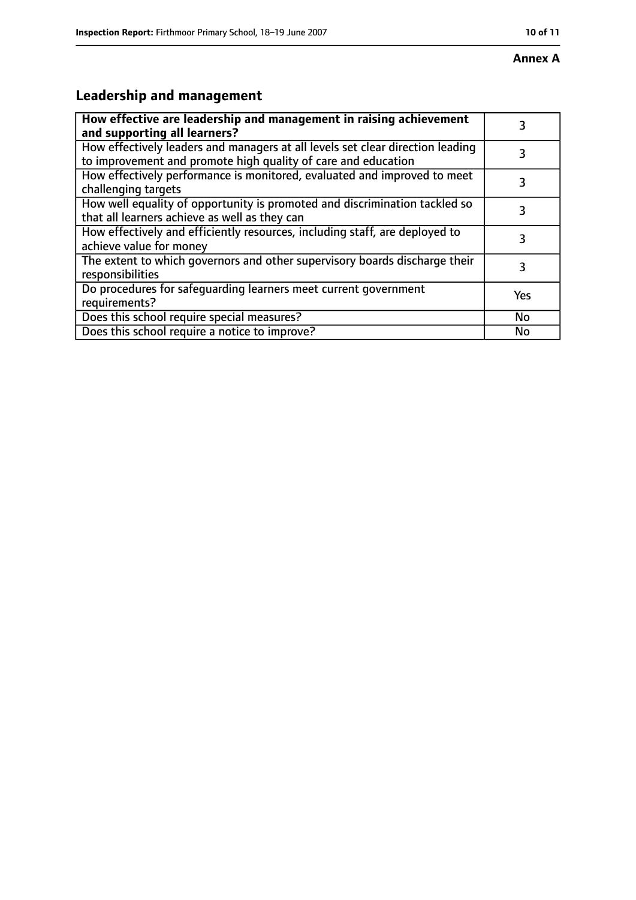**Annex A**

## Leadership and management

| How effective are leadership and management in raising achievement and supporting all learners? | 3 |
|---|---|
| How effectively leaders and managers at all levels set clear direction leading to improvement and promote high quality of care and education | 3 |
| How effectively performance is monitored, evaluated and improved to meet challenging targets | 3 |
| How well equality of opportunity is promoted and discrimination tackled so that all learners achieve as well as they can | 3 |
| How effectively and efficiently resources, including staff, are deployed to achieve value for money | 3 |
| The extent to which governors and other supervisory boards discharge their responsibilities | 3 |
| Do procedures for safeguarding learners meet current government requirements? | Yes |
| Does this school require special measures? | No |
| Does this school require a notice to improve? | No |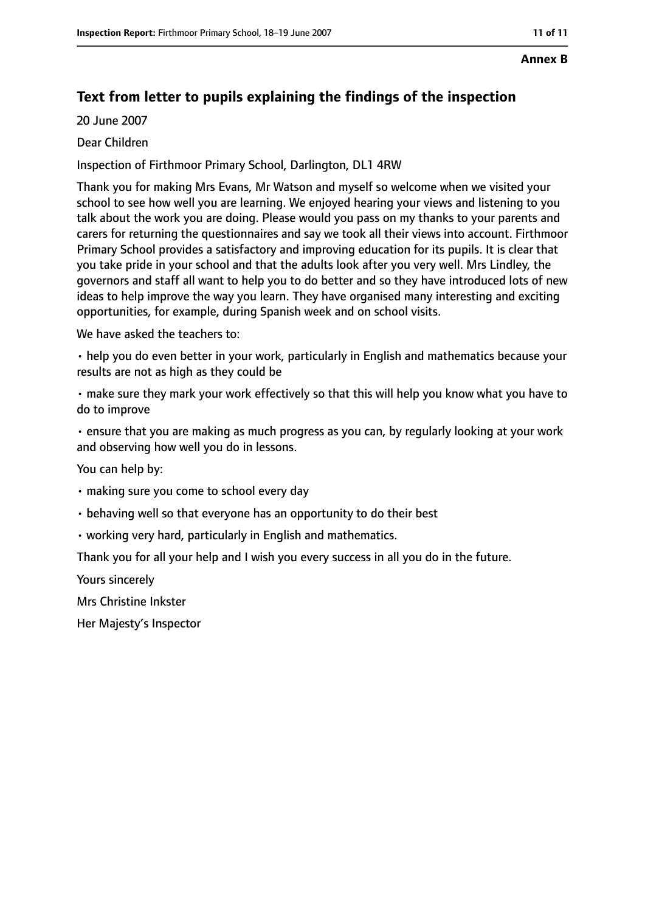**Annex B**

## Text from letter to pupils explaining the findings of the inspection

20 June 2007

Dear Children

Inspection of Firthmoor Primary School, Darlington, DL1 4RW

Thank you for making Mrs Evans, Mr Watson and myself so welcome when we visited your school to see how well you are learning. We enjoyed hearing your views and listening to you talk about the work you are doing. Please would you pass on my thanks to your parents and carers for returning the questionnaires and say we took all their views into account. Firthmoor Primary School provides a satisfactory and improving education for its pupils. It is clear that you take pride in your school and that the adults look after you very well. Mrs Lindley, the governors and staff all want to help you to do better and so they have introduced lots of new ideas to help improve the way you learn. They have organised many interesting and exciting opportunities, for example, during Spanish week and on school visits.

We have asked the teachers to:

- help you do even better in your work, particularly in English and mathematics because your results are not as high as they could be
- make sure they mark your work effectively so that this will help you know what you have to do to improve
- ensure that you are making as much progress as you can, by regularly looking at your work and observing how well you do in lessons.

You can help by:

- making sure you come to school every day
- behaving well so that everyone has an opportunity to do their best
- working very hard, particularly in English and mathematics.

Thank you for all your help and I wish you every success in all you do in the future.

Yours sincerely

Mrs Christine Inkster

Her Majesty's Inspector